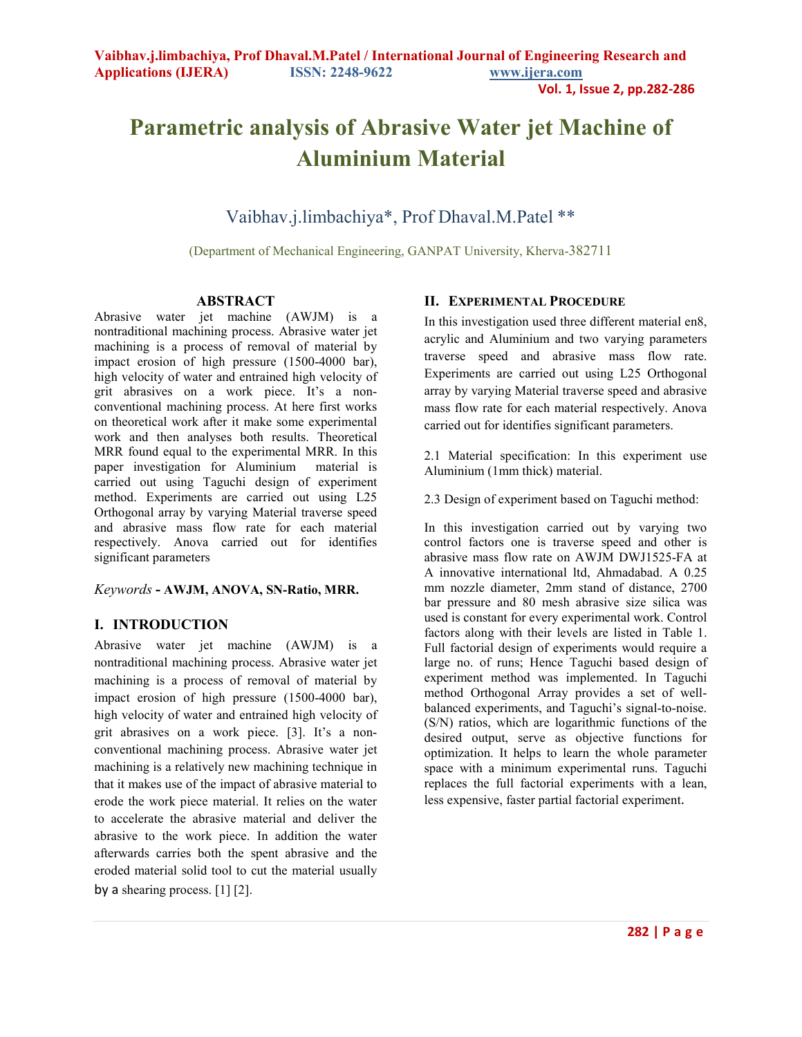# Parametric analysis of Abrasive Water jet Machine of Aluminium Material

Vaibhav.j.limbachiya*, Prof Dhaval.M.Patel **

(Department of Mechanical Engineering, GANPAT University, Kherva-382711

## ABSTRACT

Abrasive water jet machine (AWJM) is a nontraditional machining process. Abrasive water jet machining is a process of removal of material by impact erosion of high pressure (1500-4000 bar), high velocity of water and entrained high velocity of grit abrasives on a work piece. It's a non-conventional machining process. At here first works on theoretical work after it make some experimental work and then analyses both results. Theoretical MRR found equal to the experimental MRR. In this paper investigation for Aluminium material is carried out using Taguchi design of experiment method. Experiments are carried out using L25 Orthogonal array by varying Material traverse speed and abrasive mass flow rate for each material respectively. Anova carried out for identifies significant parameters

*Keywords* - **AWJM, ANOVA, SN-Ratio, MRR.**

## I. INTRODUCTION

Abrasive water jet machine (AWJM) is a nontraditional machining process. Abrasive water jet machining is a process of removal of material by impact erosion of high pressure (1500-4000 bar), high velocity of water and entrained high velocity of grit abrasives on a work piece. [3]. It's a non-conventional machining process. Abrasive water jet machining is a relatively new machining technique in that it makes use of the impact of abrasive material to erode the work piece material. It relies on the water to accelerate the abrasive material and deliver the abrasive to the work piece. In addition the water afterwards carries both the spent abrasive and the eroded material solid tool to cut the material usually by a shearing process. [1] [2].

## II. EXPERIMENTAL PROCEDURE

In this investigation used three different material en8, acrylic and Aluminium and two varying parameters traverse speed and abrasive mass flow rate. Experiments are carried out using L25 Orthogonal array by varying Material traverse speed and abrasive mass flow rate for each material respectively. Anova carried out for identifies significant parameters.

2.1 Material specification: In this experiment use Aluminium (1mm thick) material.

2.3 Design of experiment based on Taguchi method:

In this investigation carried out by varying two control factors one is traverse speed and other is abrasive mass flow rate on AWJM DWJ1525-FA at A innovative international ltd, Ahmadabad. A 0.25 mm nozzle diameter, 2mm stand of distance, 2700 bar pressure and 80 mesh abrasive size silica was used is constant for every experimental work. Control factors along with their levels are listed in Table 1. Full factorial design of experiments would require a large no. of runs; Hence Taguchi based design of experiment method was implemented. In Taguchi method Orthogonal Array provides a set of well-balanced experiments, and Taguchi's signal-to-noise. (S/N) ratios, which are logarithmic functions of the desired output, serve as objective functions for optimization. It helps to learn the whole parameter space with a minimum experimental runs. Taguchi replaces the full factorial experiments with a lean, less expensive, faster partial factorial experiment.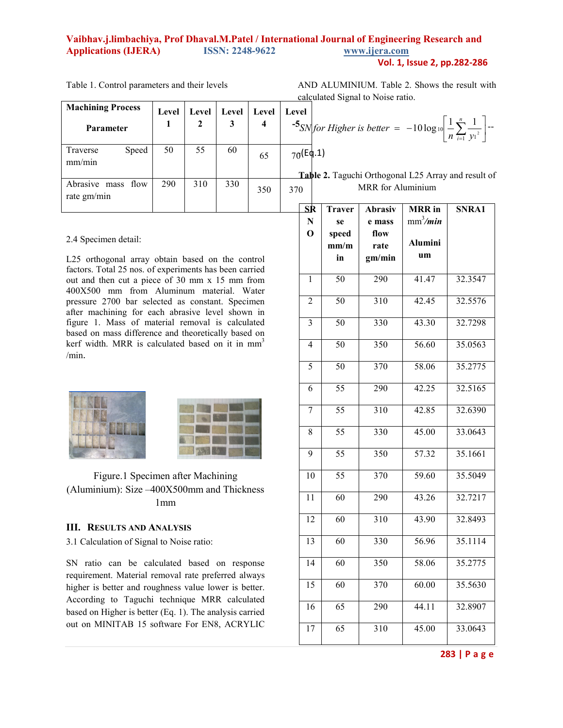Table 1. Control parameters and their levels

| Machining Process Parameter | Level 1 | Level 2 | Level 3 | Level 4 | Level 5 |
|---|---|---|---|---|---|
| Traverse Speed mm/min | 50 | 55 | 60 | 65 | 70 |
| Abrasive mass flow rate gm/min | 290 | 310 | 330 | 350 | 370 |

2.4 Specimen detail:

L25 orthogonal array obtain based on the control factors. Total 25 nos. of experiments has been carried out and then cut a piece of 30 mm x 15 mm from 400X500 mm from Aluminum material. Water pressure 2700 bar selected as constant. Specimen after machining for each abrasive level shown in figure 1. Mass of material removal is calculated based on mass difference and theoretically based on kerf width. MRR is calculated based on it in $mm^3$ /min.

Figure.1 Specimen after Machining (Aluminium): Size –400X500mm and Thickness 1mm

## III. Results and Analysis

3.1 Calculation of Signal to Noise ratio:

SN ratio can be calculated based on response requirement. Material removal rate preferred always higher is better and roughness value lower is better. According to Taguchi technique MRR calculated based on Higher is better (Eq. 1). The analysis carried out on MINITAB 15 software For EN8, ACRYLIC AND ALUMINIUM. Table 2. Shows the result with calculated Signal to Noise ratio.

$$SN \text{ for Higher is better} = -10\log_{10}\left[\frac{1}{n}\sum_{i=1}^{n}\frac{1}{y_1^2}\right] \quad \text{--(Eq.1)}$$

**Table 2.** Taguchi Orthogonal L25 Array and result of MRR for Aluminium

| SR NO | Traverse speed mm/min | Abrasive mass flow rate gm/min | MRR in $mm^3$/min Aluminium | SNRA1 |
|---|---|---|---|---|
| 1 | 50 | 290 | 41.47 | 32.3547 |
| 2 | 50 | 310 | 42.45 | 32.5576 |
| 3 | 50 | 330 | 43.30 | 32.7298 |
| 4 | 50 | 350 | 56.60 | 35.0563 |
| 5 | 50 | 370 | 58.06 | 35.2775 |
| 6 | 55 | 290 | 42.25 | 32.5165 |
| 7 | 55 | 310 | 42.85 | 32.6390 |
| 8 | 55 | 330 | 45.00 | 33.0643 |
| 9 | 55 | 350 | 57.32 | 35.1661 |
| 10 | 55 | 370 | 59.60 | 35.5049 |
| 11 | 60 | 290 | 43.26 | 32.7217 |
| 12 | 60 | 310 | 43.90 | 32.8493 |
| 13 | 60 | 330 | 56.96 | 35.1114 |
| 14 | 60 | 350 | 58.06 | 35.2775 |
| 15 | 60 | 370 | 60.00 | 35.5630 |
| 16 | 65 | 290 | 44.11 | 32.8907 |
| 17 | 65 | 310 | 45.00 | 33.0643 |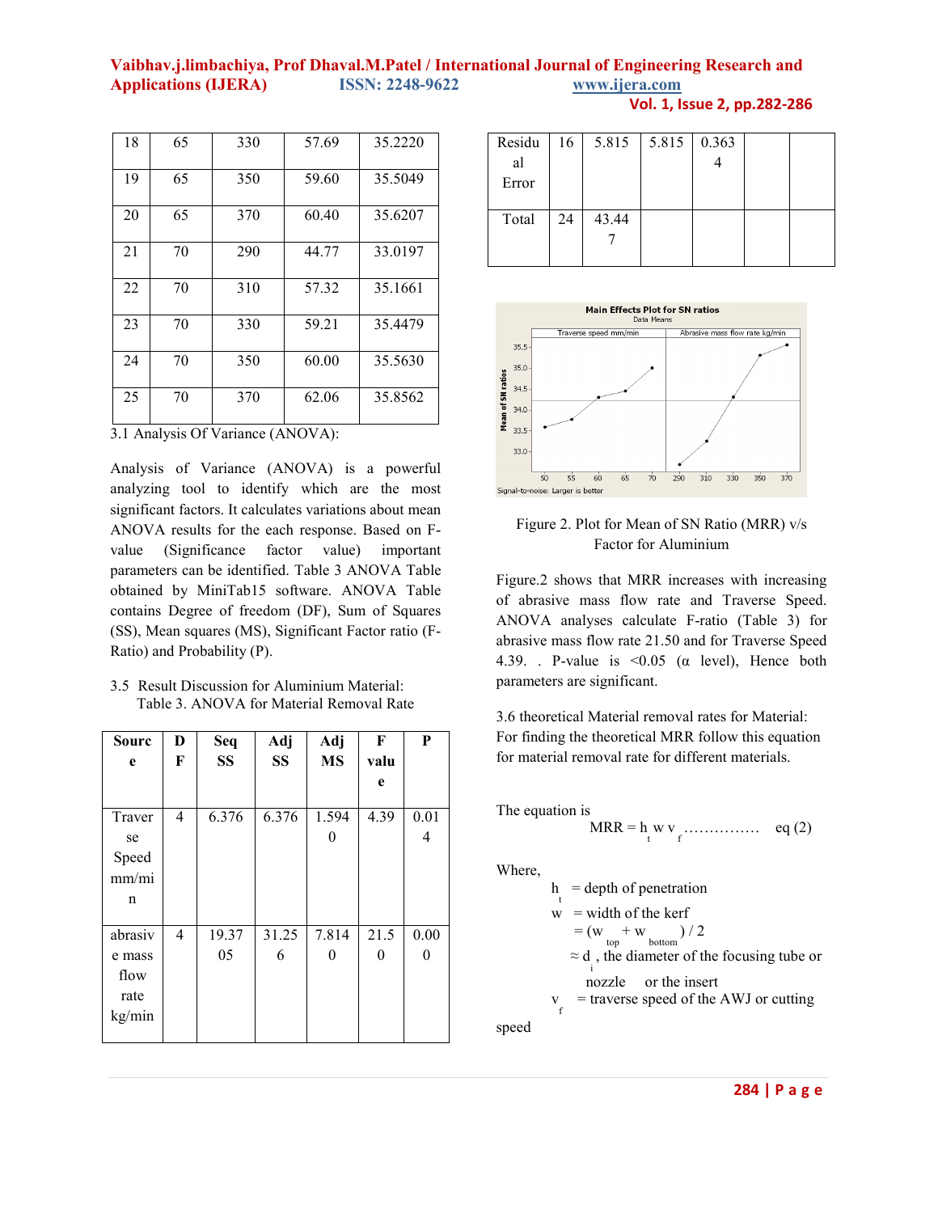| 18 | 65 | 330 | 57.69 | 35.2220 |
|---|---|---|---|---|
| 19 | 65 | 350 | 59.60 | 35.5049 |
| 20 | 65 | 370 | 60.40 | 35.6207 |
| 21 | 70 | 290 | 44.77 | 33.0197 |
| 22 | 70 | 310 | 57.32 | 35.1661 |
| 23 | 70 | 330 | 59.21 | 35.4479 |
| 24 | 70 | 350 | 60.00 | 35.5630 |
| 25 | 70 | 370 | 62.06 | 35.8562 |

3.1 Analysis Of Variance (ANOVA):

Analysis of Variance (ANOVA) is a powerful analyzing tool to identify which are the most significant factors. It calculates variations about mean ANOVA results for the each response. Based on F-value (Significance factor value) important parameters can be identified. Table 3 ANOVA Table obtained by MiniTab15 software. ANOVA Table contains Degree of freedom (DF), Sum of Squares (SS), Mean squares (MS), Significant Factor ratio (F-Ratio) and Probability (P).

3.5 Result Discussion for Aluminium Material:

Table 3. ANOVA for Material Removal Rate

| Source | DF | Seq SS | Adj SS | Adj MS | F value | P |
|---|---|---|---|---|---|---|
| Traverse Speed mm/min | 4 | 6.376 | 6.376 | 1.5940 | 4.39 | 0.014 |
| abrasive mass flow rate kg/min | 4 | 19.3705 | 31.256 | 7.8140 | 21.50 | 0.000 |
| Residual Error | 16 | 5.815 | 5.815 | 0.3634 | | |
| Total | 24 | 43.447 | | | | |

Figure 2. Plot for Mean of SN Ratio (MRR) v/s Factor for Aluminium

Figure.2 shows that MRR increases with increasing of abrasive mass flow rate and Traverse Speed. ANOVA analyses calculate F-ratio (Table 3) for abrasive mass flow rate 21.50 and for Traverse Speed 4.39. . P-value is <0.05 (α level), Hence both parameters are significant.

3.6 theoretical Material removal rates for Material: For finding the theoretical MRR follow this equation for material removal rate for different materials.

The equation is

$$MRR = h_t \, w \, v_f \quad \text{…………… eq (2)}$$

Where,

$h_t$ = depth of penetration

$w$ = width of the kerf

$= (w_{top} + w_{bottom}) / 2$

$\approx d_i$, the diameter of the focusing tube or nozzle or the insert

$v_f$ = traverse speed of the AWJ or cutting speed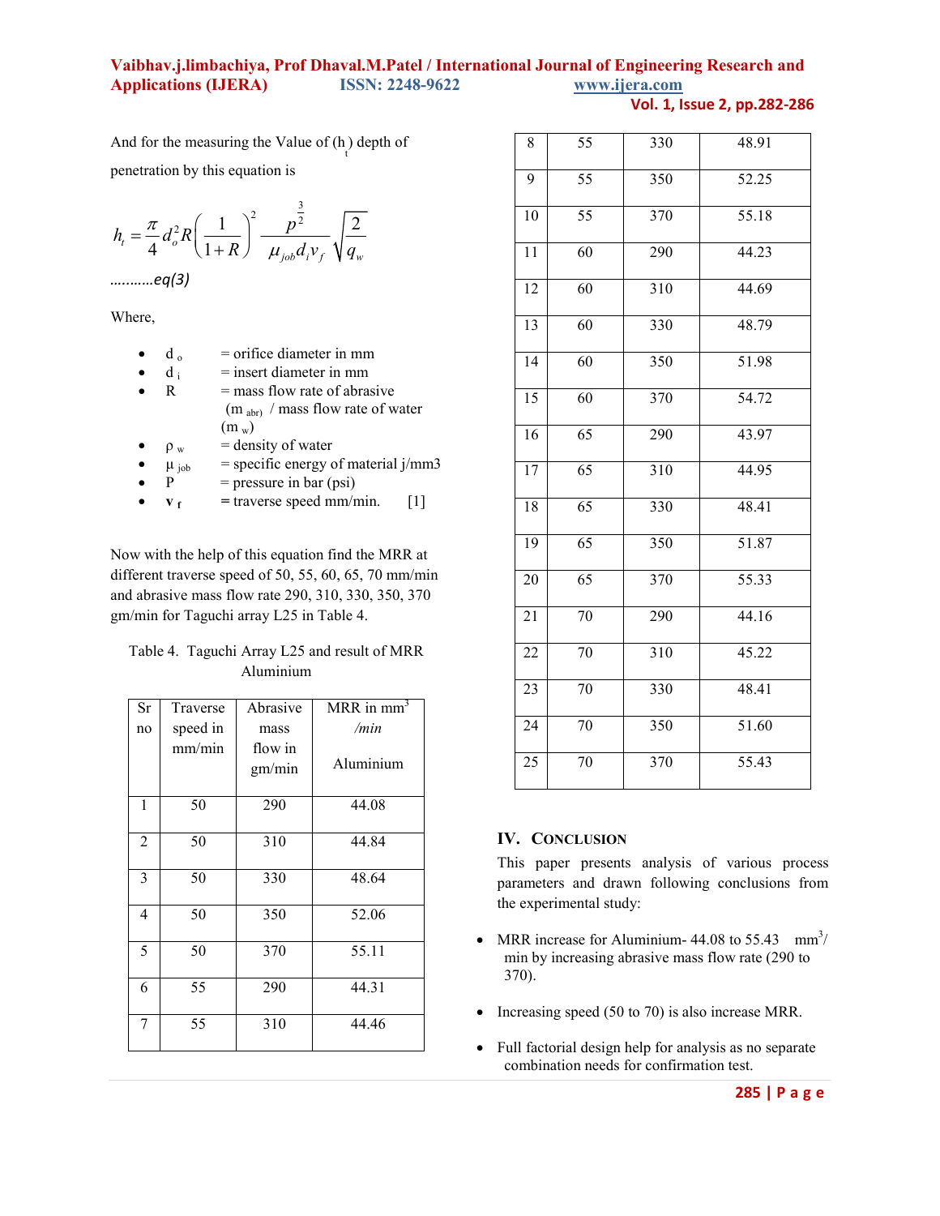And for the measuring the Value of ($h_t$) depth of penetration by this equation is

$$h_t = \frac{\pi}{4} d_o^2 R \left( \frac{1}{1+R} \right)^2 \frac{p^{\frac{3}{2}}}{\mu_{job} d_i v_f} \sqrt{\frac{2}{q_w}}$$

………..*eq(3)*

Where,

- $d_o$ = orifice diameter in mm
- $d_i$ = insert diameter in mm
- R = mass flow rate of abrasive ($m_{abr}$) / mass flow rate of water ($m_w$)
- $\rho_w$ = density of water
- $\mu_{job}$ = specific energy of material j/mm3
- P = pressure in bar (psi)
- $v_f$ = traverse speed mm/min. [1]

Now with the help of this equation find the MRR at different traverse speed of 50, 55, 60, 65, 70 mm/min and abrasive mass flow rate 290, 310, 330, 350, 370 gm/min for Taguchi array L25 in Table 4.

Table 4. Taguchi Array L25 and result of MRR Aluminium

| Sr no | Traverse speed in mm/min | Abrasive mass flow in gm/min | MRR in $mm^3$ */min* Aluminium |
|---|---|---|---|
| 1 | 50 | 290 | 44.08 |
| 2 | 50 | 310 | 44.84 |
| 3 | 50 | 330 | 48.64 |
| 4 | 50 | 350 | 52.06 |
| 5 | 50 | 370 | 55.11 |
| 6 | 55 | 290 | 44.31 |
| 7 | 55 | 310 | 44.46 |
| 8 | 55 | 330 | 48.91 |
| 9 | 55 | 350 | 52.25 |
| 10 | 55 | 370 | 55.18 |
| 11 | 60 | 290 | 44.23 |
| 12 | 60 | 310 | 44.69 |
| 13 | 60 | 330 | 48.79 |
| 14 | 60 | 350 | 51.98 |
| 15 | 60 | 370 | 54.72 |
| 16 | 65 | 290 | 43.97 |
| 17 | 65 | 310 | 44.95 |
| 18 | 65 | 330 | 48.41 |
| 19 | 65 | 350 | 51.87 |
| 20 | 65 | 370 | 55.33 |
| 21 | 70 | 290 | 44.16 |
| 22 | 70 | 310 | 45.22 |
| 23 | 70 | 330 | 48.41 |
| 24 | 70 | 350 | 51.60 |
| 25 | 70 | 370 | 55.43 |

## IV. CONCLUSION

This paper presents analysis of various process parameters and drawn following conclusions from the experimental study:

- MRR increase for Aluminium- 44.08 to 55.43 $mm^3$/min by increasing abrasive mass flow rate (290 to 370).
- Increasing speed (50 to 70) is also increase MRR.
- Full factorial design help for analysis as no separate combination needs for confirmation test.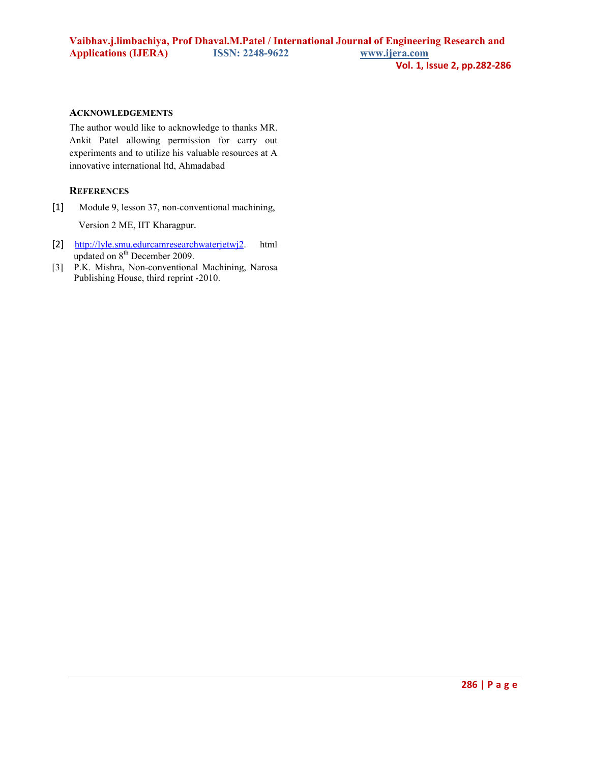## ACKNOWLEDGEMENTS

The author would like to acknowledge to thanks MR. Ankit Patel allowing permission for carry out experiments and to utilize his valuable resources at A innovative international ltd, Ahmadabad

## REFERENCES

[1] Module 9, lesson 37, non-conventional machining, Version 2 ME, IIT Kharagpur.

[2] http://lyle.smu.edurcamresearchwaterjetwj2. html updated on 8th December 2009.

[3] P.K. Mishra, Non-conventional Machining, Narosa Publishing House, third reprint -2010.